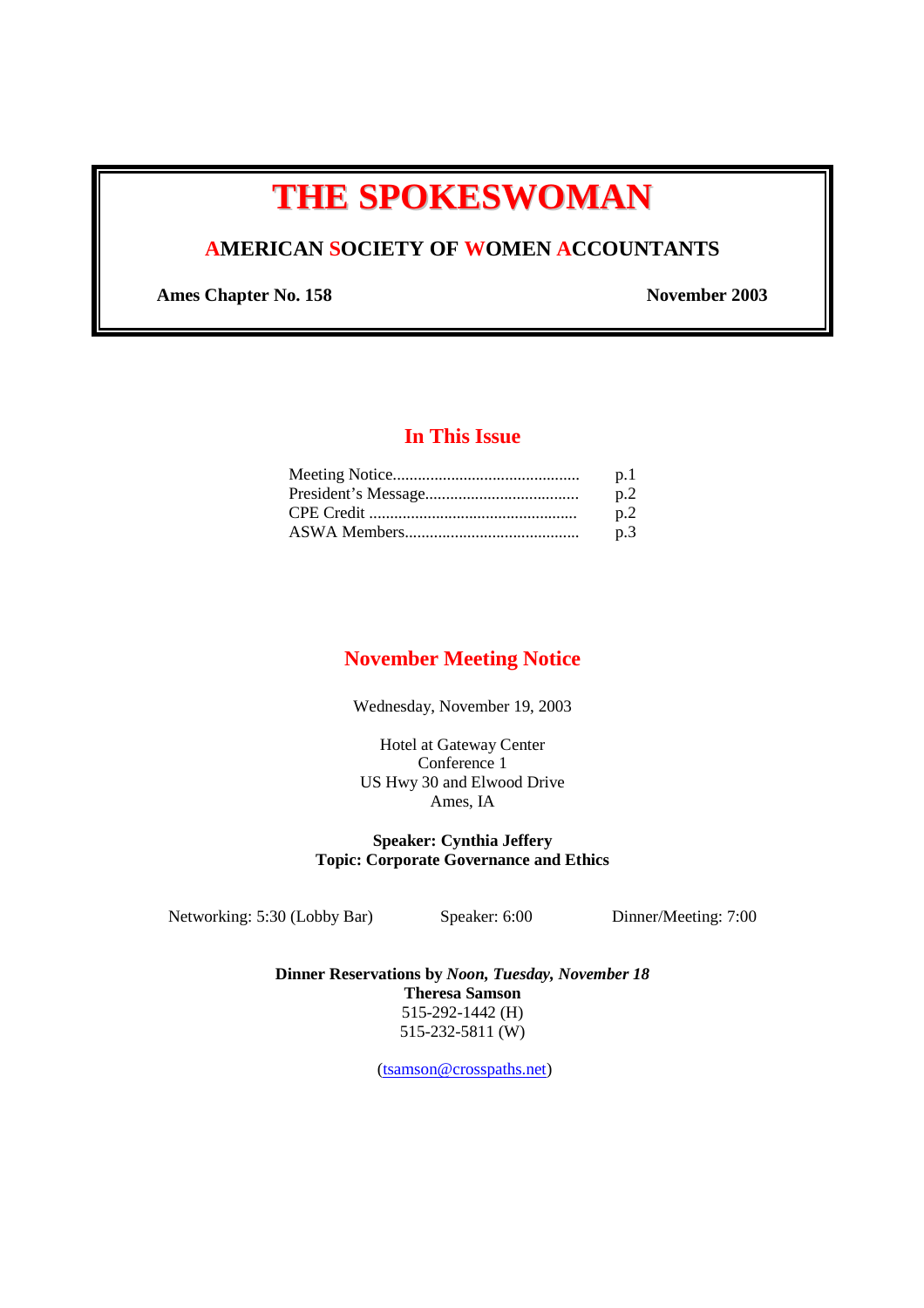# THE SPOKESWOMAN

## AMERICAN SOCIETY OF WOMEN ACCOUNTANTS

**Ames Chapter No. 158** **November 2003**

## In This Issue

| | |
|---|---|
| Meeting Notice............................................. | p.1 |
| President's Message..................................... | p.2 |
| CPE Credit .................................................. | p.2 |
| ASWA Members.......................................... | p.3 |

## November Meeting Notice

Wednesday, November 19, 2003

Hotel at Gateway Center
Conference 1
US Hwy 30 and Elwood Drive
Ames, IA

**Speaker: Cynthia Jeffery**
**Topic: Corporate Governance and Ethics**

Networking: 5:30 (Lobby Bar) Speaker: 6:00 Dinner/Meeting: 7:00

**Dinner Reservations by *Noon, Tuesday, November 18***
**Theresa Samson**
515-292-1442 (H)
515-232-5811 (W)

(tsamson@crosspaths.net)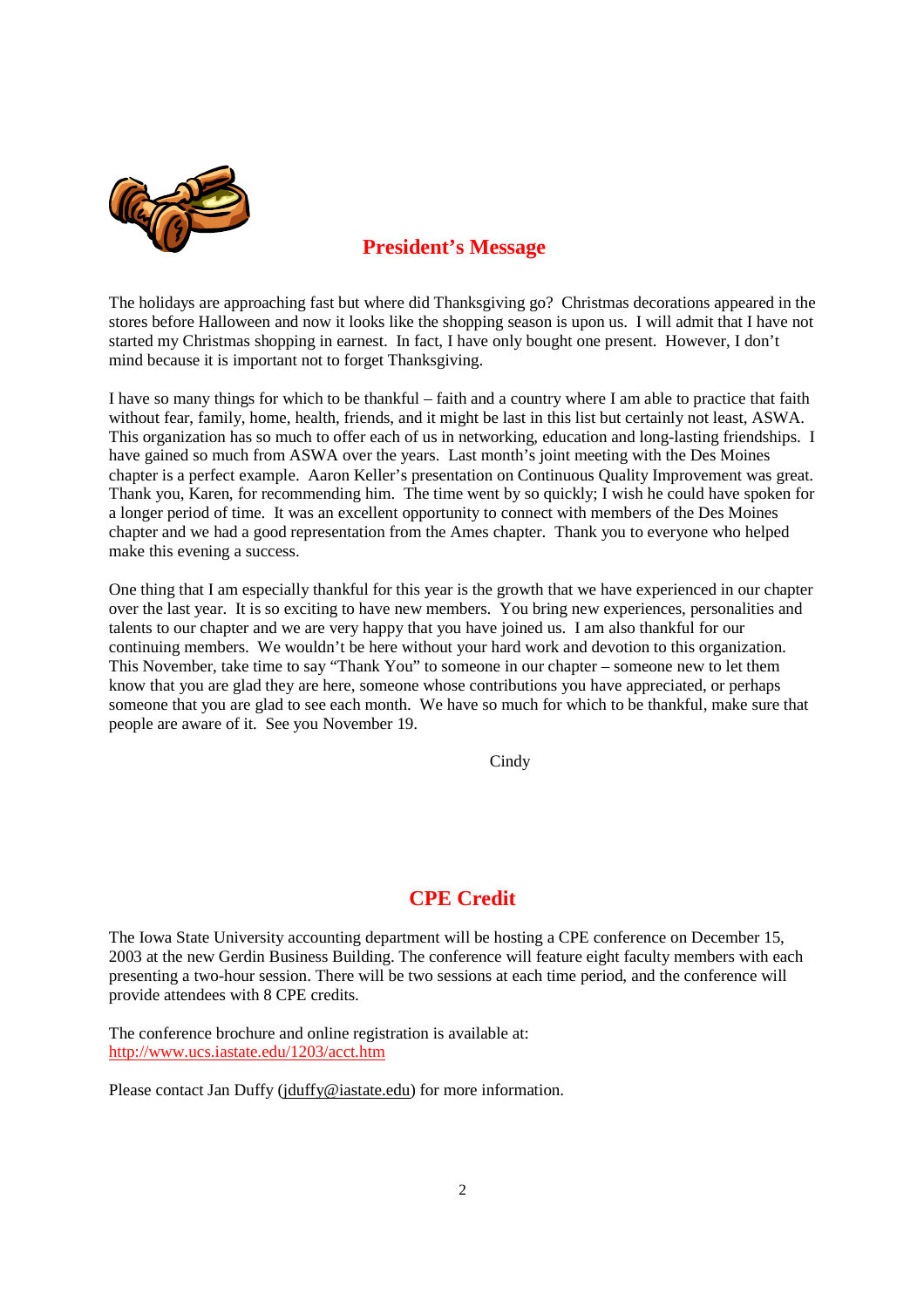## President's Message

The holidays are approaching fast but where did Thanksgiving go? Christmas decorations appeared in the stores before Halloween and now it looks like the shopping season is upon us. I will admit that I have not started my Christmas shopping in earnest. In fact, I have only bought one present. However, I don't mind because it is important not to forget Thanksgiving.

I have so many things for which to be thankful – faith and a country where I am able to practice that faith without fear, family, home, health, friends, and it might be last in this list but certainly not least, ASWA. This organization has so much to offer each of us in networking, education and long-lasting friendships. I have gained so much from ASWA over the years. Last month's joint meeting with the Des Moines chapter is a perfect example. Aaron Keller's presentation on Continuous Quality Improvement was great. Thank you, Karen, for recommending him. The time went by so quickly; I wish he could have spoken for a longer period of time. It was an excellent opportunity to connect with members of the Des Moines chapter and we had a good representation from the Ames chapter. Thank you to everyone who helped make this evening a success.

One thing that I am especially thankful for this year is the growth that we have experienced in our chapter over the last year. It is so exciting to have new members. You bring new experiences, personalities and talents to our chapter and we are very happy that you have joined us. I am also thankful for our continuing members. We wouldn't be here without your hard work and devotion to this organization. This November, take time to say "Thank You" to someone in our chapter – someone new to let them know that you are glad they are here, someone whose contributions you have appreciated, or perhaps someone that you are glad to see each month. We have so much for which to be thankful, make sure that people are aware of it. See you November 19.

Cindy

## CPE Credit

The Iowa State University accounting department will be hosting a CPE conference on December 15, 2003 at the new Gerdin Business Building. The conference will feature eight faculty members with each presenting a two-hour session. There will be two sessions at each time period, and the conference will provide attendees with 8 CPE credits.

The conference brochure and online registration is available at:
http://www.ucs.iastate.edu/1203/acct.htm

Please contact Jan Duffy (jduffy@iastate.edu) for more information.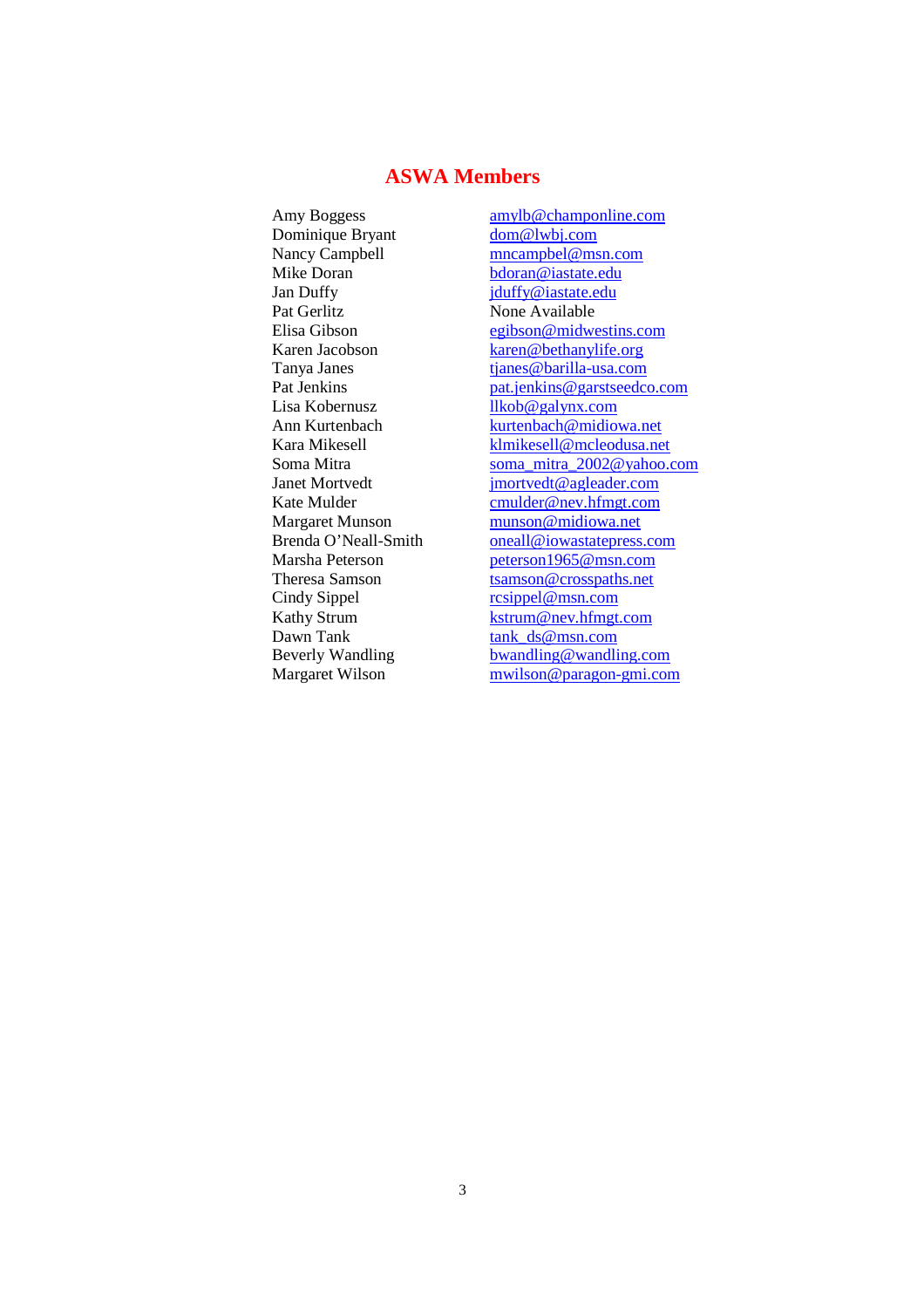# ASWA Members

| | |
|---|---|
| Amy Boggess | amylb@champonline.com |
| Dominique Bryant | dom@lwbj.com |
| Nancy Campbell | mncampbel@msn.com |
| Mike Doran | bdoran@iastate.edu |
| Jan Duffy | jduffy@iastate.edu |
| Pat Gerlitz | None Available |
| Elisa Gibson | egibson@midwestins.com |
| Karen Jacobson | karen@bethanylife.org |
| Tanya Janes | tjanes@barilla-usa.com |
| Pat Jenkins | pat.jenkins@garstseedco.com |
| Lisa Kobernusz | llkob@galynx.com |
| Ann Kurtenbach | kurtenbach@midiowa.net |
| Kara Mikesell | klmikesell@mcleodusa.net |
| Soma Mitra | soma_mitra_2002@yahoo.com |
| Janet Mortvedt | jmortvedt@agleader.com |
| Kate Mulder | cmulder@nev.hfmgt.com |
| Margaret Munson | munson@midiowa.net |
| Brenda O'Neall-Smith | oneall@iowastatepress.com |
| Marsha Peterson | peterson1965@msn.com |
| Theresa Samson | tsamson@crosspaths.net |
| Cindy Sippel | rcsippel@msn.com |
| Kathy Strum | kstrum@nev.hfmgt.com |
| Dawn Tank | tank_ds@msn.com |
| Beverly Wandling | bwandling@wandling.com |
| Margaret Wilson | mwilson@paragon-gmi.com |